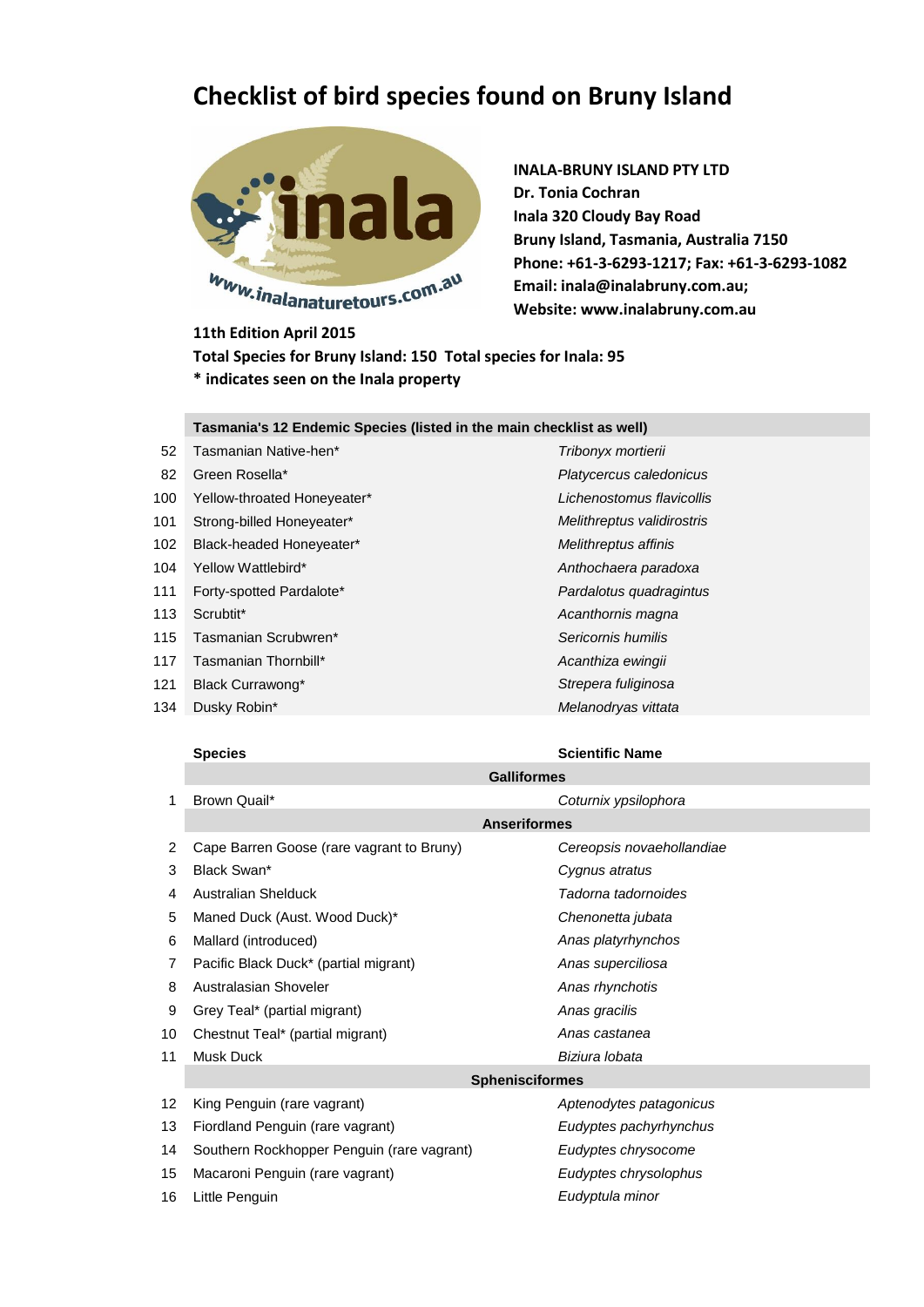# Checklist of bird species found on Bruny Island

**INALA-BRUNY ISLAND PTY LTD**
**Dr. Tonia Cochran**
**Inala 320 Cloudy Bay Road**
**Bruny Island, Tasmania, Australia 7150**
**Phone: +61-3-6293-1217; Fax: +61-3-6293-1082**
**Email: inala@inalabruny.com.au;**
**Website: www.inalabruny.com.au**

**11th Edition April 2015**
**Total Species for Bruny Island: 150 Total species for Inala: 95**
**\* indicates seen on the Inala property**

| | **Tasmania's 12 Endemic Species (listed in the main checklist as well)** | |
|---|---|---|
| 52 | Tasmanian Native-hen* | *Tribonyx mortierii* |
| 82 | Green Rosella* | *Platycercus caledonicus* |
| 100 | Yellow-throated Honeyeater* | *Lichenostomus flavicollis* |
| 101 | Strong-billed Honeyeater* | *Melithreptus validirostris* |
| 102 | Black-headed Honeyeater* | *Melithreptus affinis* |
| 104 | Yellow Wattlebird* | *Anthochaera paradoxa* |
| 111 | Forty-spotted Pardalote* | *Pardalotus quadragintus* |
| 113 | Scrubtit* | *Acanthornis magna* |
| 115 | Tasmanian Scrubwren* | *Sericornis humilis* |
| 117 | Tasmanian Thornbill* | *Acanthiza ewingii* |
| 121 | Black Currawong* | *Strepera fuliginosa* |
| 134 | Dusky Robin* | *Melanodryas vittata* |

| | **Species** | **Scientific Name** |
|---|---|---|
| | **Galliformes** | |
| 1 | Brown Quail* | *Coturnix ypsilophora* |
| | **Anseriformes** | |
| 2 | Cape Barren Goose (rare vagrant to Bruny) | *Cereopsis novaehollandiae* |
| 3 | Black Swan* | *Cygnus atratus* |
| 4 | Australian Shelduck | *Tadorna tadornoides* |
| 5 | Maned Duck (Aust. Wood Duck)* | *Chenonetta jubata* |
| 6 | Mallard (introduced) | *Anas platyrhynchos* |
| 7 | Pacific Black Duck* (partial migrant) | *Anas superciliosa* |
| 8 | Australasian Shoveler | *Anas rhynchotis* |
| 9 | Grey Teal* (partial migrant) | *Anas gracilis* |
| 10 | Chestnut Teal* (partial migrant) | *Anas castanea* |
| 11 | Musk Duck | *Biziura lobata* |
| | **Sphenisciformes** | |
| 12 | King Penguin (rare vagrant) | *Aptenodytes patagonicus* |
| 13 | Fiordland Penguin (rare vagrant) | *Eudyptes pachyrhynchus* |
| 14 | Southern Rockhopper Penguin (rare vagrant) | *Eudyptes chrysocome* |
| 15 | Macaroni Penguin (rare vagrant) | *Eudyptes chrysolophus* |
| 16 | Little Penguin | *Eudyptula minor* |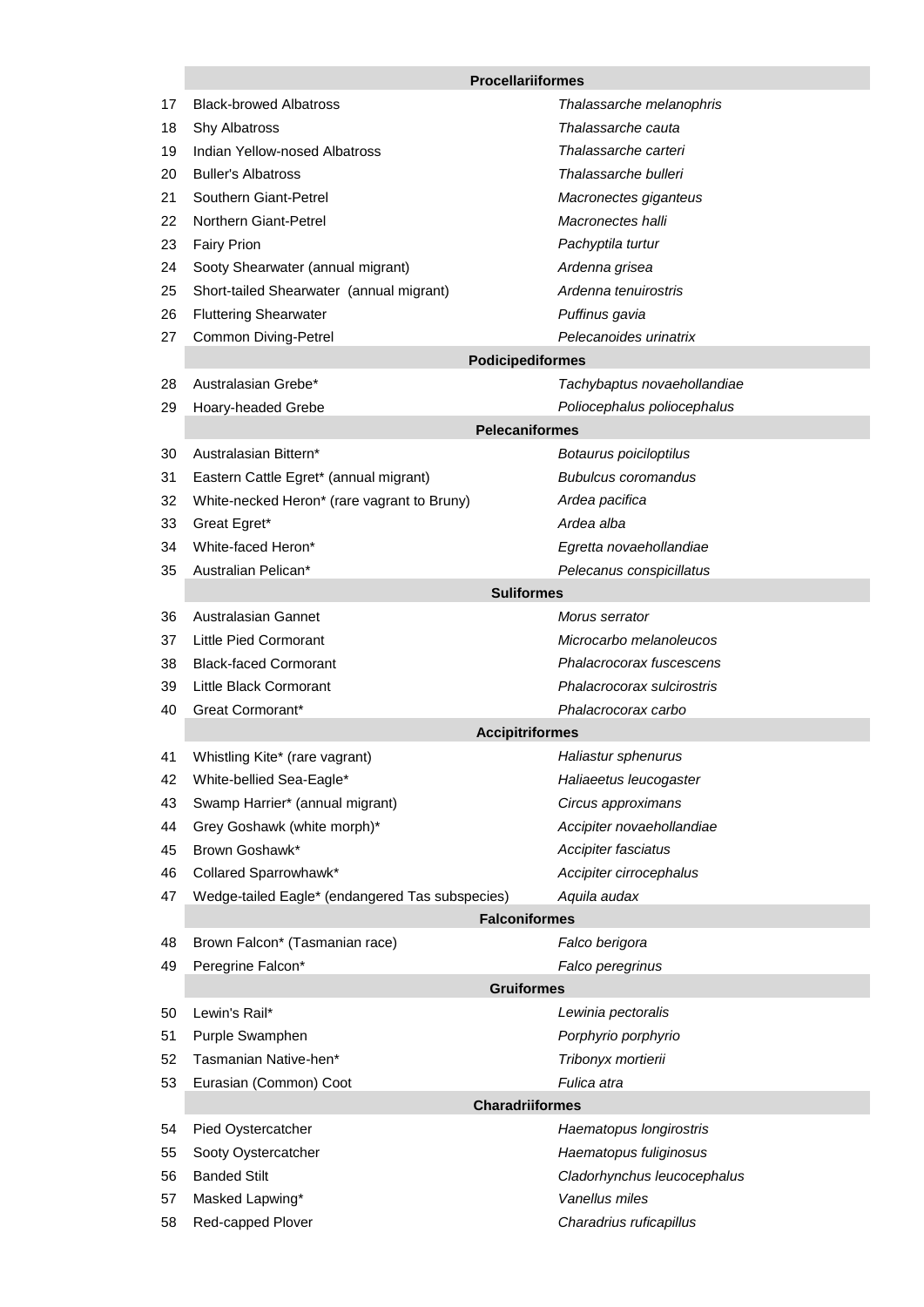| | Procellariiformes | |
|---|---|---|
| 17 | Black-browed Albatross | *Thalassarche melanophris* |
| 18 | Shy Albatross | *Thalassarche cauta* |
| 19 | Indian Yellow-nosed Albatross | *Thalassarche carteri* |
| 20 | Buller's Albatross | *Thalassarche bulleri* |
| 21 | Southern Giant-Petrel | *Macronectes giganteus* |
| 22 | Northern Giant-Petrel | *Macronectes halli* |
| 23 | Fairy Prion | *Pachyptila turtur* |
| 24 | Sooty Shearwater (annual migrant) | *Ardenna grisea* |
| 25 | Short-tailed Shearwater (annual migrant) | *Ardenna tenuirostris* |
| 26 | Fluttering Shearwater | *Puffinus gavia* |
| 27 | Common Diving-Petrel | *Pelecanoides urinatrix* |
| | **Podicipediformes** | |
| 28 | Australasian Grebe* | *Tachybaptus novaehollandiae* |
| 29 | Hoary-headed Grebe | *Poliocephalus poliocephalus* |
| | **Pelecaniformes** | |
| 30 | Australasian Bittern* | *Botaurus poiciloptilus* |
| 31 | Eastern Cattle Egret* (annual migrant) | *Bubulcus coromandus* |
| 32 | White-necked Heron* (rare vagrant to Bruny) | *Ardea pacifica* |
| 33 | Great Egret* | *Ardea alba* |
| 34 | White-faced Heron* | *Egretta novaehollandiae* |
| 35 | Australian Pelican* | *Pelecanus conspicillatus* |
| | **Suliformes** | |
| 36 | Australasian Gannet | *Morus serrator* |
| 37 | Little Pied Cormorant | *Microcarbo melanoleucos* |
| 38 | Black-faced Cormorant | *Phalacrocorax fuscescens* |
| 39 | Little Black Cormorant | *Phalacrocorax sulcirostris* |
| 40 | Great Cormorant* | *Phalacrocorax carbo* |
| | **Accipitriformes** | |
| 41 | Whistling Kite* (rare vagrant) | *Haliastur sphenurus* |
| 42 | White-bellied Sea-Eagle* | *Haliaeetus leucogaster* |
| 43 | Swamp Harrier* (annual migrant) | *Circus approximans* |
| 44 | Grey Goshawk (white morph)* | *Accipiter novaehollandiae* |
| 45 | Brown Goshawk* | *Accipiter fasciatus* |
| 46 | Collared Sparrowhawk* | *Accipiter cirrocephalus* |
| 47 | Wedge-tailed Eagle* (endangered Tas subspecies) | *Aquila audax* |
| | **Falconiformes** | |
| 48 | Brown Falcon* (Tasmanian race) | *Falco berigora* |
| 49 | Peregrine Falcon* | *Falco peregrinus* |
| | **Gruiformes** | |
| 50 | Lewin's Rail* | *Lewinia pectoralis* |
| 51 | Purple Swamphen | *Porphyrio porphyrio* |
| 52 | Tasmanian Native-hen* | *Tribonyx mortierii* |
| 53 | Eurasian (Common) Coot | *Fulica atra* |
| | **Charadriiformes** | |
| 54 | Pied Oystercatcher | *Haematopus longirostris* |
| 55 | Sooty Oystercatcher | *Haematopus fuliginosus* |
| 56 | Banded Stilt | *Cladorhynchus leucocephalus* |
| 57 | Masked Lapwing* | *Vanellus miles* |
| 58 | Red-capped Plover | *Charadrius ruficapillus* |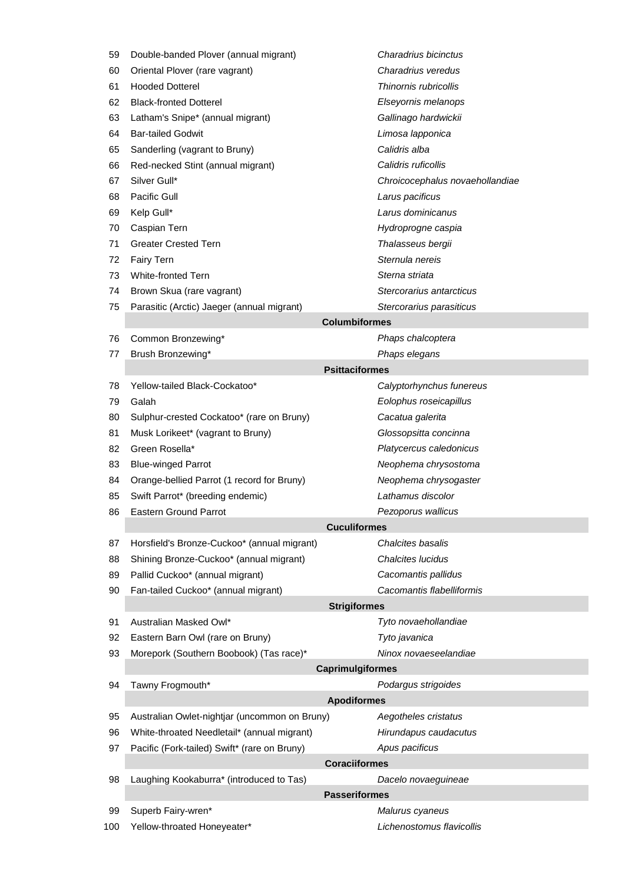| | | |
|---|---|---|
| 59 | Double-banded Plover (annual migrant) | *Charadrius bicinctus* |
| 60 | Oriental Plover (rare vagrant) | *Charadrius veredus* |
| 61 | Hooded Dotterel | *Thinornis rubricollis* |
| 62 | Black-fronted Dotterel | *Elseyornis melanops* |
| 63 | Latham's Snipe* (annual migrant) | *Gallinago hardwickii* |
| 64 | Bar-tailed Godwit | *Limosa lapponica* |
| 65 | Sanderling (vagrant to Bruny) | *Calidris alba* |
| 66 | Red-necked Stint (annual migrant) | *Calidris ruficollis* |
| 67 | Silver Gull* | *Chroicocephalus novaehollandiae* |
| 68 | Pacific Gull | *Larus pacificus* |
| 69 | Kelp Gull* | *Larus dominicanus* |
| 70 | Caspian Tern | *Hydroprogne caspia* |
| 71 | Greater Crested Tern | *Thalasseus bergii* |
| 72 | Fairy Tern | *Sternula nereis* |
| 73 | White-fronted Tern | *Sterna striata* |
| 74 | Brown Skua (rare vagrant) | *Stercorarius antarcticus* |
| 75 | Parasitic (Arctic) Jaeger (annual migrant) | *Stercorarius parasiticus* |
| | **Columbiformes** | |
| 76 | Common Bronzewing* | *Phaps chalcoptera* |
| 77 | Brush Bronzewing* | *Phaps elegans* |
| | **Psittaciformes** | |
| 78 | Yellow-tailed Black-Cockatoo* | *Calyptorhynchus funereus* |
| 79 | Galah | *Eolophus roseicapillus* |
| 80 | Sulphur-crested Cockatoo* (rare on Bruny) | *Cacatua galerita* |
| 81 | Musk Lorikeet* (vagrant to Bruny) | *Glossopsitta concinna* |
| 82 | Green Rosella* | *Platycercus caledonicus* |
| 83 | Blue-winged Parrot | *Neophema chrysostoma* |
| 84 | Orange-bellied Parrot (1 record for Bruny) | *Neophema chrysogaster* |
| 85 | Swift Parrot* (breeding endemic) | *Lathamus discolor* |
| 86 | Eastern Ground Parrot | *Pezoporus wallicus* |
| | **Cuculiformes** | |
| 87 | Horsfield's Bronze-Cuckoo* (annual migrant) | *Chalcites basalis* |
| 88 | Shining Bronze-Cuckoo* (annual migrant) | *Chalcites lucidus* |
| 89 | Pallid Cuckoo* (annual migrant) | *Cacomantis pallidus* |
| 90 | Fan-tailed Cuckoo* (annual migrant) | *Cacomantis flabelliformis* |
| | **Strigiformes** | |
| 91 | Australian Masked Owl* | *Tyto novaehollandiae* |
| 92 | Eastern Barn Owl (rare on Bruny) | *Tyto javanica* |
| 93 | Morepork (Southern Boobook) (Tas race)* | *Ninox novaeseelandiae* |
| | **Caprimulgiformes** | |
| 94 | Tawny Frogmouth* | *Podargus strigoides* |
| | **Apodiformes** | |
| 95 | Australian Owlet-nightjar (uncommon on Bruny) | *Aegotheles cristatus* |
| 96 | White-throated Needletail* (annual migrant) | *Hirundapus caudacutus* |
| 97 | Pacific (Fork-tailed) Swift* (rare on Bruny) | *Apus pacificus* |
| | **Coraciiformes** | |
| 98 | Laughing Kookaburra* (introduced to Tas) | *Dacelo novaeguineae* |
| | **Passeriformes** | |
| 99 | Superb Fairy-wren* | *Malurus cyaneus* |
| 100 | Yellow-throated Honeyeater* | *Lichenostomus flavicollis* |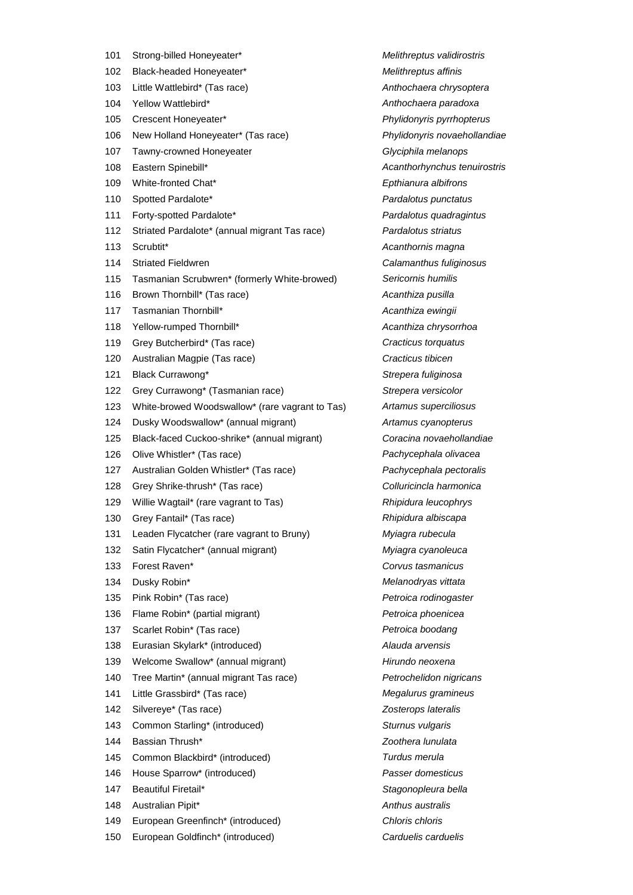| | | |
|---|---|---|
| 101 | Strong-billed Honeyeater* | *Melithreptus validirostris* |
| 102 | Black-headed Honeyeater* | *Melithreptus affinis* |
| 103 | Little Wattlebird* (Tas race) | *Anthochaera chrysoptera* |
| 104 | Yellow Wattlebird* | *Anthochaera paradoxa* |
| 105 | Crescent Honeyeater* | *Phylidonyris pyrrhopterus* |
| 106 | New Holland Honeyeater* (Tas race) | *Phylidonyris novaehollandiae* |
| 107 | Tawny-crowned Honeyeater | *Glyciphila melanops* |
| 108 | Eastern Spinebill* | *Acanthorhynchus tenuirostris* |
| 109 | White-fronted Chat* | *Epthianura albifrons* |
| 110 | Spotted Pardalote* | *Pardalotus punctatus* |
| 111 | Forty-spotted Pardalote* | *Pardalotus quadragintus* |
| 112 | Striated Pardalote* (annual migrant Tas race) | *Pardalotus striatus* |
| 113 | Scrubtit* | *Acanthornis magna* |
| 114 | Striated Fieldwren | *Calamanthus fuliginosus* |
| 115 | Tasmanian Scrubwren* (formerly White-browed) | *Sericornis humilis* |
| 116 | Brown Thornbill* (Tas race) | *Acanthiza pusilla* |
| 117 | Tasmanian Thornbill* | *Acanthiza ewingii* |
| 118 | Yellow-rumped Thornbill* | *Acanthiza chrysorrhoa* |
| 119 | Grey Butcherbird* (Tas race) | *Cracticus torquatus* |
| 120 | Australian Magpie (Tas race) | *Cracticus tibicen* |
| 121 | Black Currawong* | *Strepera fuliginosa* |
| 122 | Grey Currawong* (Tasmanian race) | *Strepera versicolor* |
| 123 | White-browed Woodswallow* (rare vagrant to Tas) | *Artamus superciliosus* |
| 124 | Dusky Woodswallow* (annual migrant) | *Artamus cyanopterus* |
| 125 | Black-faced Cuckoo-shrike* (annual migrant) | *Coracina novaehollandiae* |
| 126 | Olive Whistler* (Tas race) | *Pachycephala olivacea* |
| 127 | Australian Golden Whistler* (Tas race) | *Pachycephala pectoralis* |
| 128 | Grey Shrike-thrush* (Tas race) | *Colluricincla harmonica* |
| 129 | Willie Wagtail* (rare vagrant to Tas) | *Rhipidura leucophrys* |
| 130 | Grey Fantail* (Tas race) | *Rhipidura albiscapa* |
| 131 | Leaden Flycatcher (rare vagrant to Bruny) | *Myiagra rubecula* |
| 132 | Satin Flycatcher* (annual migrant) | *Myiagra cyanoleuca* |
| 133 | Forest Raven* | *Corvus tasmanicus* |
| 134 | Dusky Robin* | *Melanodryas vittata* |
| 135 | Pink Robin* (Tas race) | *Petroica rodinogaster* |
| 136 | Flame Robin* (partial migrant) | *Petroica phoenicea* |
| 137 | Scarlet Robin* (Tas race) | *Petroica boodang* |
| 138 | Eurasian Skylark* (introduced) | *Alauda arvensis* |
| 139 | Welcome Swallow* (annual migrant) | *Hirundo neoxena* |
| 140 | Tree Martin* (annual migrant Tas race) | *Petrochelidon nigricans* |
| 141 | Little Grassbird* (Tas race) | *Megalurus gramineus* |
| 142 | Silvereye* (Tas race) | *Zosterops lateralis* |
| 143 | Common Starling* (introduced) | *Sturnus vulgaris* |
| 144 | Bassian Thrush* | *Zoothera lunulata* |
| 145 | Common Blackbird* (introduced) | *Turdus merula* |
| 146 | House Sparrow* (introduced) | *Passer domesticus* |
| 147 | Beautiful Firetail* | *Stagonopleura bella* |
| 148 | Australian Pipit* | *Anthus australis* |
| 149 | European Greenfinch* (introduced) | *Chloris chloris* |
| 150 | European Goldfinch* (introduced) | *Carduelis carduelis* |